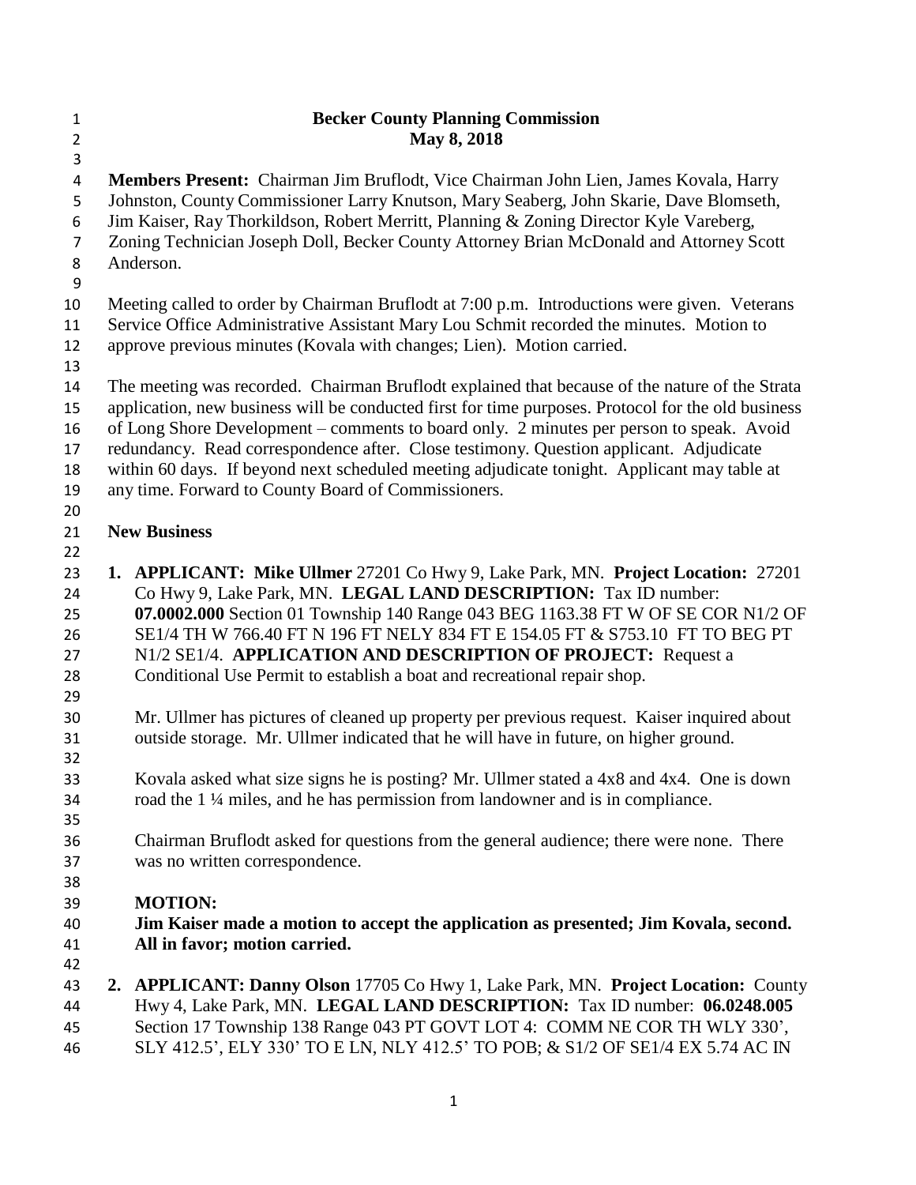**Becker County Planning Commission**
**May 8, 2018**

**Members Present:** Chairman Jim Bruflodt, Vice Chairman John Lien, James Kovala, Harry Johnston, County Commissioner Larry Knutson, Mary Seaberg, John Skarie, Dave Blomseth, Jim Kaiser, Ray Thorkildson, Robert Merritt, Planning & Zoning Director Kyle Vareberg, Zoning Technician Joseph Doll, Becker County Attorney Brian McDonald and Attorney Scott Anderson.

Meeting called to order by Chairman Bruflodt at 7:00 p.m. Introductions were given. Veterans Service Office Administrative Assistant Mary Lou Schmit recorded the minutes. Motion to approve previous minutes (Kovala with changes; Lien). Motion carried.

The meeting was recorded. Chairman Bruflodt explained that because of the nature of the Strata application, new business will be conducted first for time purposes. Protocol for the old business of Long Shore Development – comments to board only. 2 minutes per person to speak. Avoid redundancy. Read correspondence after. Close testimony. Question applicant. Adjudicate within 60 days. If beyond next scheduled meeting adjudicate tonight. Applicant may table at any time. Forward to County Board of Commissioners.

**New Business**

1. **APPLICANT: Mike Ullmer** 27201 Co Hwy 9, Lake Park, MN. **Project Location:** 27201 Co Hwy 9, Lake Park, MN. **LEGAL LAND DESCRIPTION:** Tax ID number: **07.0002.000** Section 01 Township 140 Range 043 BEG 1163.38 FT W OF SE COR N1/2 OF SE1/4 TH W 766.40 FT N 196 FT NELY 834 FT E 154.05 FT & S753.10 FT TO BEG PT N1/2 SE1/4. **APPLICATION AND DESCRIPTION OF PROJECT:** Request a Conditional Use Permit to establish a boat and recreational repair shop.

   Mr. Ullmer has pictures of cleaned up property per previous request. Kaiser inquired about outside storage. Mr. Ullmer indicated that he will have in future, on higher ground.

   Kovala asked what size signs he is posting? Mr. Ullmer stated a 4x8 and 4x4. One is down road the 1 ¼ miles, and he has permission from landowner and is in compliance.

   Chairman Bruflodt asked for questions from the general audience; there were none. There was no written correspondence.

   **MOTION:**
   **Jim Kaiser made a motion to accept the application as presented; Jim Kovala, second. All in favor; motion carried.**

2. **APPLICANT: Danny Olson** 17705 Co Hwy 1, Lake Park, MN. **Project Location:** County Hwy 4, Lake Park, MN. **LEGAL LAND DESCRIPTION:** Tax ID number: **06.0248.005** Section 17 Township 138 Range 043 PT GOVT LOT 4: COMM NE COR TH WLY 330', SLY 412.5', ELY 330' TO E LN, NLY 412.5' TO POB; & S1/2 OF SE1/4 EX 5.74 AC IN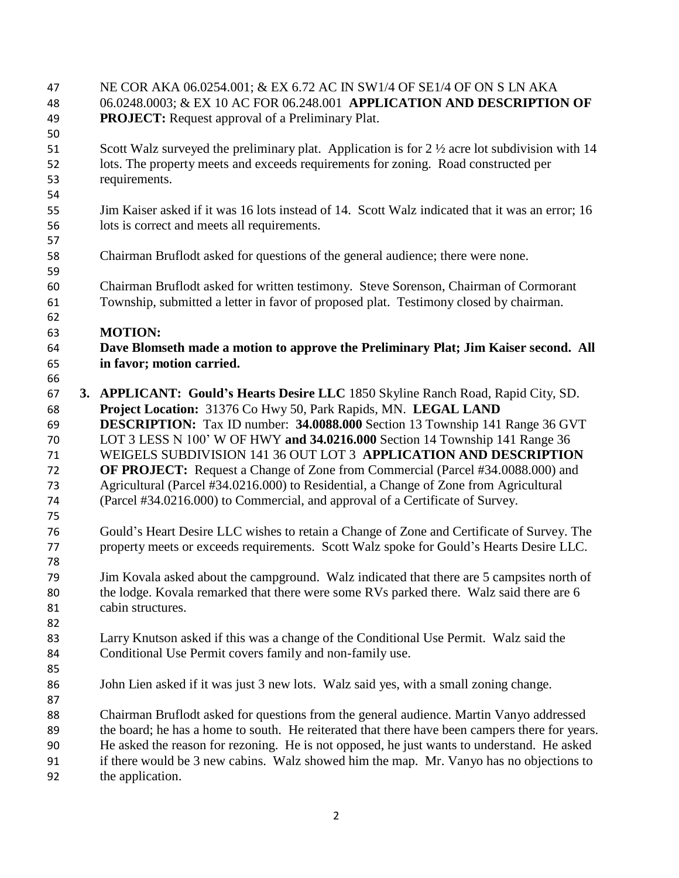NE COR AKA 06.0254.001; & EX 6.72 AC IN SW1/4 OF SE1/4 OF ON S LN AKA 06.0248.0003; & EX 10 AC FOR 06.248.001 **APPLICATION AND DESCRIPTION OF PROJECT:** Request approval of a Preliminary Plat.

Scott Walz surveyed the preliminary plat. Application is for 2 ½ acre lot subdivision with 14 lots. The property meets and exceeds requirements for zoning. Road constructed per requirements.

Jim Kaiser asked if it was 16 lots instead of 14. Scott Walz indicated that it was an error; 16 lots is correct and meets all requirements.

Chairman Bruflodt asked for questions of the general audience; there were none.

Chairman Bruflodt asked for written testimony. Steve Sorenson, Chairman of Cormorant Township, submitted a letter in favor of proposed plat. Testimony closed by chairman.

**MOTION:**
**Dave Blomseth made a motion to approve the Preliminary Plat; Jim Kaiser second. All in favor; motion carried.**

3. **APPLICANT: Gould's Hearts Desire LLC** 1850 Skyline Ranch Road, Rapid City, SD. **Project Location:** 31376 Co Hwy 50, Park Rapids, MN. **LEGAL LAND DESCRIPTION:** Tax ID number: **34.0088.000** Section 13 Township 141 Range 36 GVT LOT 3 LESS N 100' W OF HWY **and 34.0216.000** Section 14 Township 141 Range 36 WEIGELS SUBDIVISION 141 36 OUT LOT 3 **APPLICATION AND DESCRIPTION OF PROJECT:** Request a Change of Zone from Commercial (Parcel #34.0088.000) and Agricultural (Parcel #34.0216.000) to Residential, a Change of Zone from Agricultural (Parcel #34.0216.000) to Commercial, and approval of a Certificate of Survey.

Gould's Heart Desire LLC wishes to retain a Change of Zone and Certificate of Survey. The property meets or exceeds requirements. Scott Walz spoke for Gould's Hearts Desire LLC.

Jim Kovala asked about the campground. Walz indicated that there are 5 campsites north of the lodge. Kovala remarked that there were some RVs parked there. Walz said there are 6 cabin structures.

Larry Knutson asked if this was a change of the Conditional Use Permit. Walz said the Conditional Use Permit covers family and non-family use.

John Lien asked if it was just 3 new lots. Walz said yes, with a small zoning change.

Chairman Bruflodt asked for questions from the general audience. Martin Vanyo addressed the board; he has a home to south. He reiterated that there have been campers there for years. He asked the reason for rezoning. He is not opposed, he just wants to understand. He asked if there would be 3 new cabins. Walz showed him the map. Mr. Vanyo has no objections to the application.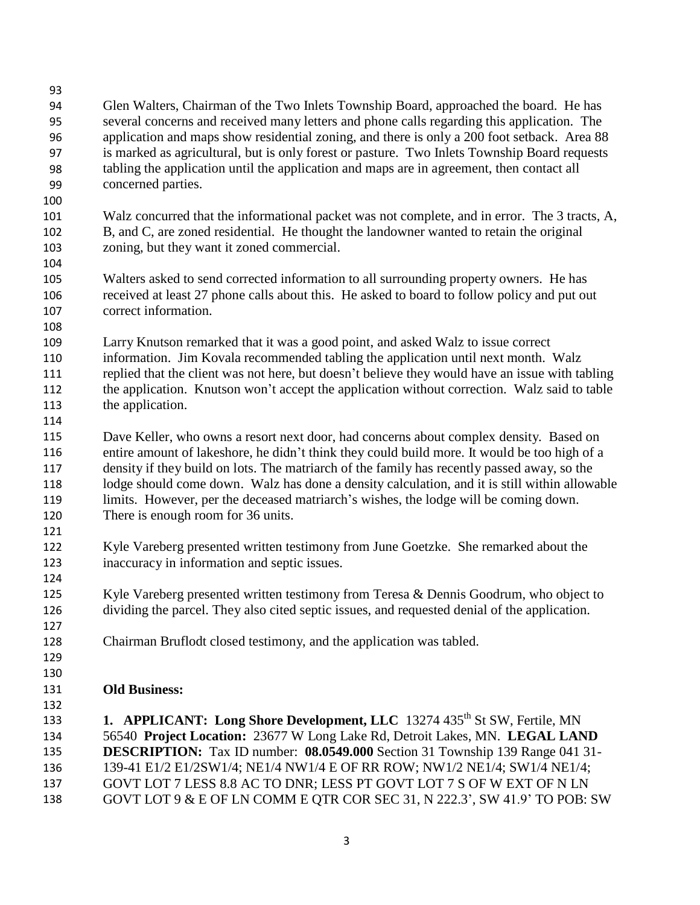Glen Walters, Chairman of the Two Inlets Township Board, approached the board. He has several concerns and received many letters and phone calls regarding this application. The application and maps show residential zoning, and there is only a 200 foot setback. Area 88 is marked as agricultural, but is only forest or pasture. Two Inlets Township Board requests tabling the application until the application and maps are in agreement, then contact all concerned parties.

Walz concurred that the informational packet was not complete, and in error. The 3 tracts, A, B, and C, are zoned residential. He thought the landowner wanted to retain the original zoning, but they want it zoned commercial.

Walters asked to send corrected information to all surrounding property owners. He has received at least 27 phone calls about this. He asked to board to follow policy and put out correct information.

Larry Knutson remarked that it was a good point, and asked Walz to issue correct information. Jim Kovala recommended tabling the application until next month. Walz replied that the client was not here, but doesn't believe they would have an issue with tabling the application. Knutson won't accept the application without correction. Walz said to table the application.

Dave Keller, who owns a resort next door, had concerns about complex density. Based on entire amount of lakeshore, he didn't think they could build more. It would be too high of a density if they build on lots. The matriarch of the family has recently passed away, so the lodge should come down. Walz has done a density calculation, and it is still within allowable limits. However, per the deceased matriarch's wishes, the lodge will be coming down. There is enough room for 36 units.

Kyle Vareberg presented written testimony from June Goetzke. She remarked about the inaccuracy in information and septic issues.

Kyle Vareberg presented written testimony from Teresa & Dennis Goodrum, who object to dividing the parcel. They also cited septic issues, and requested denial of the application.

Chairman Bruflodt closed testimony, and the application was tabled.

**Old Business:**

**1. APPLICANT: Long Shore Development, LLC** 13274 435th St SW, Fertile, MN 56540 **Project Location:** 23677 W Long Lake Rd, Detroit Lakes, MN. **LEGAL LAND DESCRIPTION:** Tax ID number: **08.0549.000** Section 31 Township 139 Range 041 31-139-41 E1/2 E1/2SW1/4; NE1/4 NW1/4 E OF RR ROW; NW1/2 NE1/4; SW1/4 NE1/4; GOVT LOT 7 LESS 8.8 AC TO DNR; LESS PT GOVT LOT 7 S OF W EXT OF N LN GOVT LOT 9 & E OF LN COMM E QTR COR SEC 31, N 222.3', SW 41.9' TO POB: SW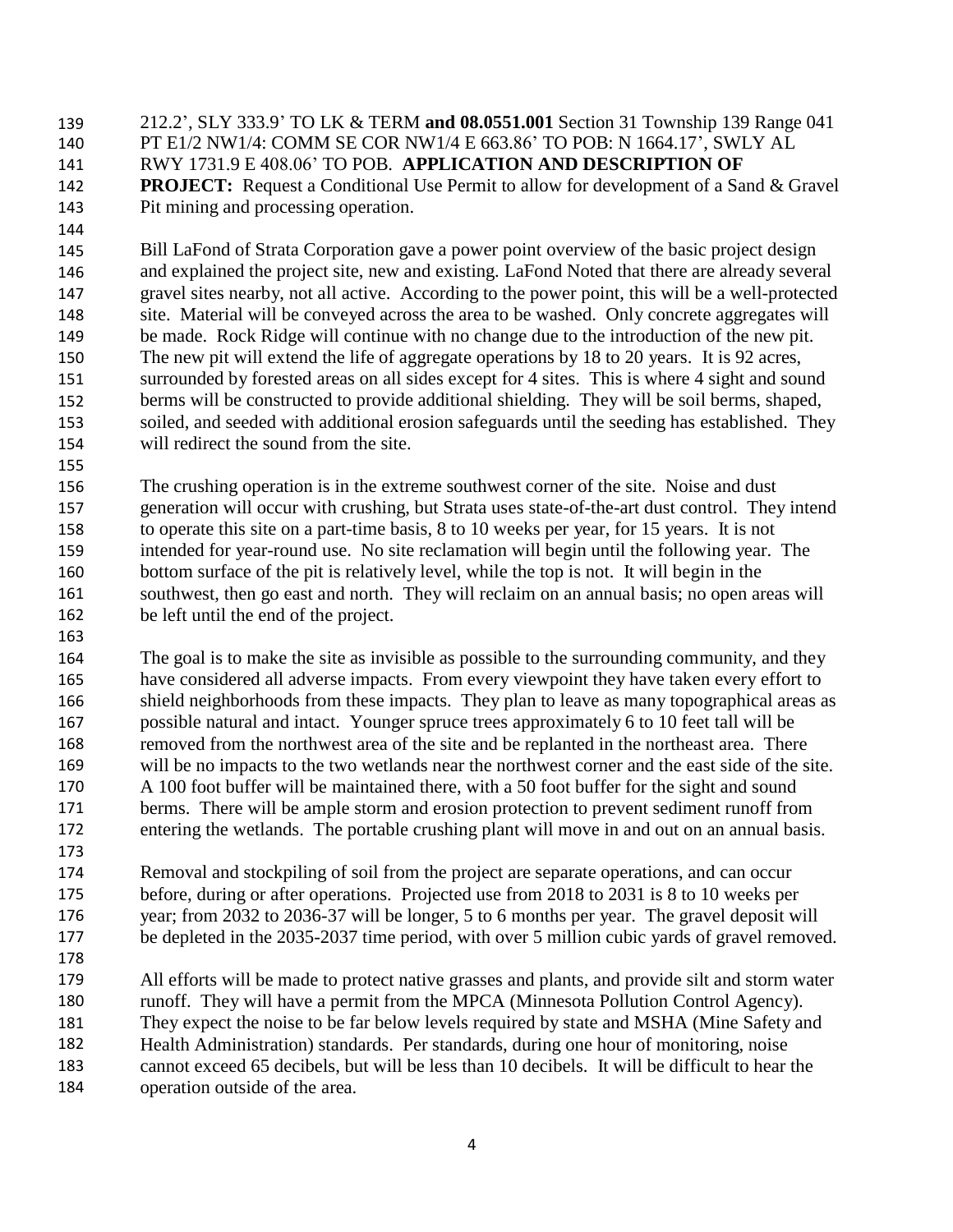212.2', SLY 333.9' TO LK & TERM **and 08.0551.001** Section 31 Township 139 Range 041 PT E1/2 NW1/4: COMM SE COR NW1/4 E 663.86' TO POB: N 1664.17', SWLY AL RWY 1731.9 E 408.06' TO POB. **APPLICATION AND DESCRIPTION OF PROJECT:** Request a Conditional Use Permit to allow for development of a Sand & Gravel Pit mining and processing operation.

Bill LaFond of Strata Corporation gave a power point overview of the basic project design and explained the project site, new and existing. LaFond Noted that there are already several gravel sites nearby, not all active. According to the power point, this will be a well-protected site. Material will be conveyed across the area to be washed. Only concrete aggregates will be made. Rock Ridge will continue with no change due to the introduction of the new pit. The new pit will extend the life of aggregate operations by 18 to 20 years. It is 92 acres, surrounded by forested areas on all sides except for 4 sites. This is where 4 sight and sound berms will be constructed to provide additional shielding. They will be soil berms, shaped, soiled, and seeded with additional erosion safeguards until the seeding has established. They will redirect the sound from the site.

The crushing operation is in the extreme southwest corner of the site. Noise and dust generation will occur with crushing, but Strata uses state-of-the-art dust control. They intend to operate this site on a part-time basis, 8 to 10 weeks per year, for 15 years. It is not intended for year-round use. No site reclamation will begin until the following year. The bottom surface of the pit is relatively level, while the top is not. It will begin in the southwest, then go east and north. They will reclaim on an annual basis; no open areas will be left until the end of the project.

The goal is to make the site as invisible as possible to the surrounding community, and they have considered all adverse impacts. From every viewpoint they have taken every effort to shield neighborhoods from these impacts. They plan to leave as many topographical areas as possible natural and intact. Younger spruce trees approximately 6 to 10 feet tall will be removed from the northwest area of the site and be replanted in the northeast area. There will be no impacts to the two wetlands near the northwest corner and the east side of the site. A 100 foot buffer will be maintained there, with a 50 foot buffer for the sight and sound berms. There will be ample storm and erosion protection to prevent sediment runoff from entering the wetlands. The portable crushing plant will move in and out on an annual basis.

Removal and stockpiling of soil from the project are separate operations, and can occur before, during or after operations. Projected use from 2018 to 2031 is 8 to 10 weeks per year; from 2032 to 2036-37 will be longer, 5 to 6 months per year. The gravel deposit will be depleted in the 2035-2037 time period, with over 5 million cubic yards of gravel removed.

All efforts will be made to protect native grasses and plants, and provide silt and storm water runoff. They will have a permit from the MPCA (Minnesota Pollution Control Agency). They expect the noise to be far below levels required by state and MSHA (Mine Safety and Health Administration) standards. Per standards, during one hour of monitoring, noise cannot exceed 65 decibels, but will be less than 10 decibels. It will be difficult to hear the operation outside of the area.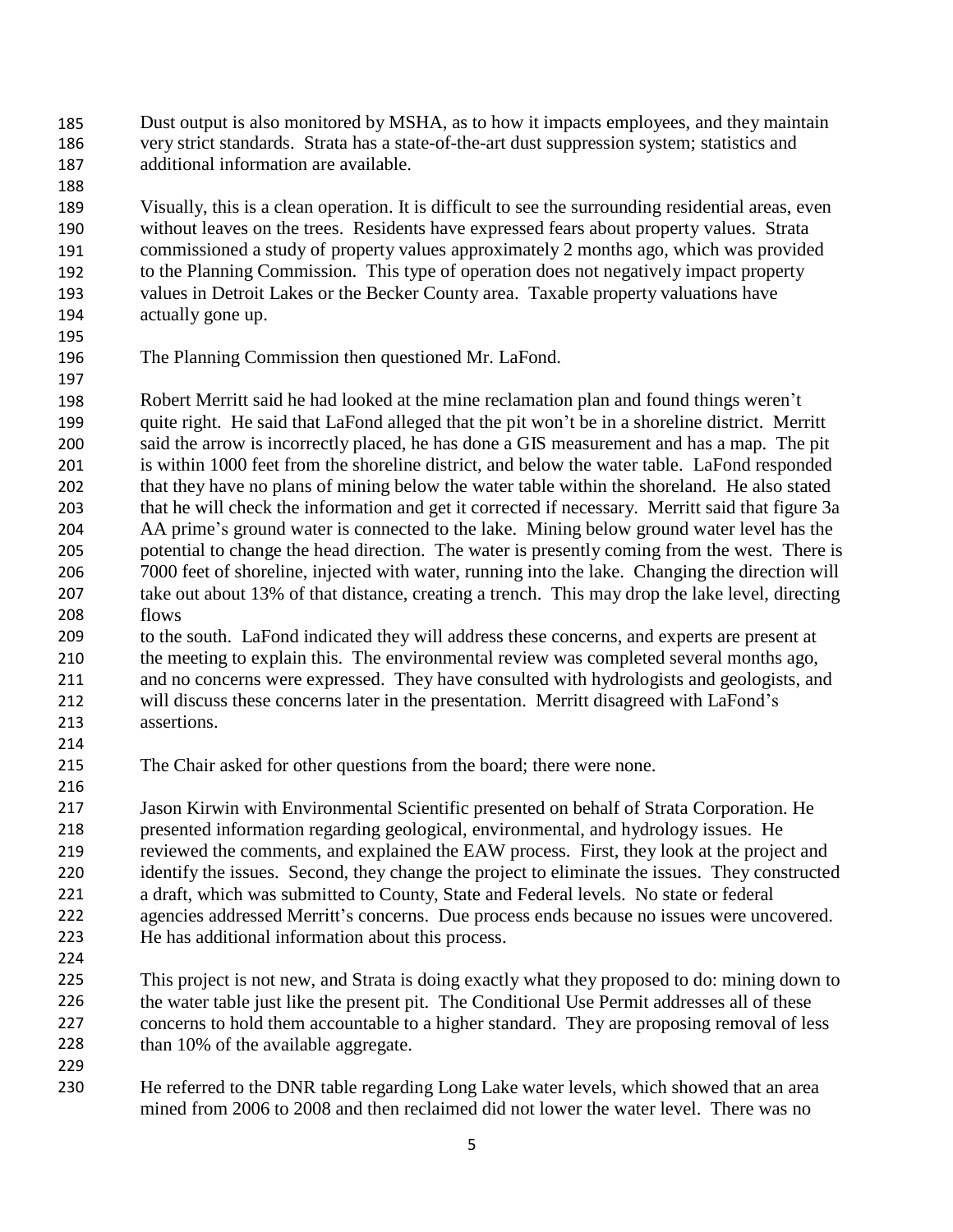Dust output is also monitored by MSHA, as to how it impacts employees, and they maintain very strict standards. Strata has a state-of-the-art dust suppression system; statistics and additional information are available.

Visually, this is a clean operation. It is difficult to see the surrounding residential areas, even without leaves on the trees. Residents have expressed fears about property values. Strata commissioned a study of property values approximately 2 months ago, which was provided to the Planning Commission. This type of operation does not negatively impact property values in Detroit Lakes or the Becker County area. Taxable property valuations have actually gone up.

The Planning Commission then questioned Mr. LaFond.

Robert Merritt said he had looked at the mine reclamation plan and found things weren't quite right. He said that LaFond alleged that the pit won't be in a shoreline district. Merritt said the arrow is incorrectly placed, he has done a GIS measurement and has a map. The pit is within 1000 feet from the shoreline district, and below the water table. LaFond responded that they have no plans of mining below the water table within the shoreland. He also stated that he will check the information and get it corrected if necessary. Merritt said that figure 3a AA prime's ground water is connected to the lake. Mining below ground water level has the potential to change the head direction. The water is presently coming from the west. There is 7000 feet of shoreline, injected with water, running into the lake. Changing the direction will take out about 13% of that distance, creating a trench. This may drop the lake level, directing flows to the south. LaFond indicated they will address these concerns, and experts are present at the meeting to explain this. The environmental review was completed several months ago, and no concerns were expressed. They have consulted with hydrologists and geologists, and will discuss these concerns later in the presentation. Merritt disagreed with LaFond's assertions.

The Chair asked for other questions from the board; there were none.

Jason Kirwin with Environmental Scientific presented on behalf of Strata Corporation. He presented information regarding geological, environmental, and hydrology issues. He reviewed the comments, and explained the EAW process. First, they look at the project and identify the issues. Second, they change the project to eliminate the issues. They constructed a draft, which was submitted to County, State and Federal levels. No state or federal agencies addressed Merritt's concerns. Due process ends because no issues were uncovered. He has additional information about this process.

This project is not new, and Strata is doing exactly what they proposed to do: mining down to the water table just like the present pit. The Conditional Use Permit addresses all of these concerns to hold them accountable to a higher standard. They are proposing removal of less than 10% of the available aggregate.

He referred to the DNR table regarding Long Lake water levels, which showed that an area mined from 2006 to 2008 and then reclaimed did not lower the water level. There was no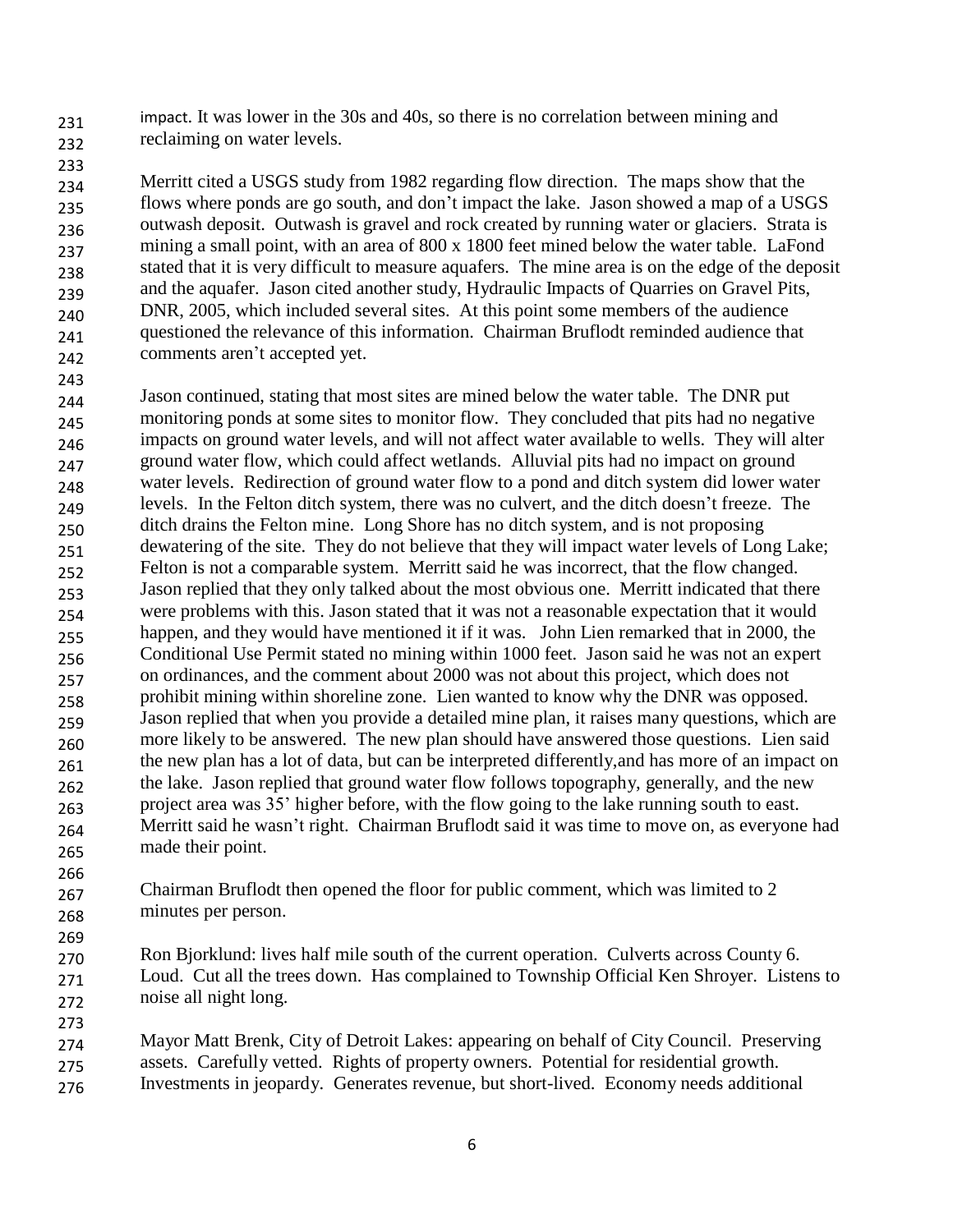impact. It was lower in the 30s and 40s, so there is no correlation between mining and reclaiming on water levels.

Merritt cited a USGS study from 1982 regarding flow direction. The maps show that the flows where ponds are go south, and don't impact the lake. Jason showed a map of a USGS outwash deposit. Outwash is gravel and rock created by running water or glaciers. Strata is mining a small point, with an area of 800 x 1800 feet mined below the water table. LaFond stated that it is very difficult to measure aquafers. The mine area is on the edge of the deposit and the aquafer. Jason cited another study, Hydraulic Impacts of Quarries on Gravel Pits, DNR, 2005, which included several sites. At this point some members of the audience questioned the relevance of this information. Chairman Bruflodt reminded audience that comments aren't accepted yet.

Jason continued, stating that most sites are mined below the water table. The DNR put monitoring ponds at some sites to monitor flow. They concluded that pits had no negative impacts on ground water levels, and will not affect water available to wells. They will alter ground water flow, which could affect wetlands. Alluvial pits had no impact on ground water levels. Redirection of ground water flow to a pond and ditch system did lower water levels. In the Felton ditch system, there was no culvert, and the ditch doesn't freeze. The ditch drains the Felton mine. Long Shore has no ditch system, and is not proposing dewatering of the site. They do not believe that they will impact water levels of Long Lake; Felton is not a comparable system. Merritt said he was incorrect, that the flow changed. Jason replied that they only talked about the most obvious one. Merritt indicated that there were problems with this. Jason stated that it was not a reasonable expectation that it would happen, and they would have mentioned it if it was. John Lien remarked that in 2000, the Conditional Use Permit stated no mining within 1000 feet. Jason said he was not an expert on ordinances, and the comment about 2000 was not about this project, which does not prohibit mining within shoreline zone. Lien wanted to know why the DNR was opposed. Jason replied that when you provide a detailed mine plan, it raises many questions, which are more likely to be answered. The new plan should have answered those questions. Lien said the new plan has a lot of data, but can be interpreted differently,and has more of an impact on the lake. Jason replied that ground water flow follows topography, generally, and the new project area was 35' higher before, with the flow going to the lake running south to east. Merritt said he wasn't right. Chairman Bruflodt said it was time to move on, as everyone had made their point.

Chairman Bruflodt then opened the floor for public comment, which was limited to 2 minutes per person.

Ron Bjorklund: lives half mile south of the current operation. Culverts across County 6. Loud. Cut all the trees down. Has complained to Township Official Ken Shroyer. Listens to noise all night long.

Mayor Matt Brenk, City of Detroit Lakes: appearing on behalf of City Council. Preserving assets. Carefully vetted. Rights of property owners. Potential for residential growth. Investments in jeopardy. Generates revenue, but short-lived. Economy needs additional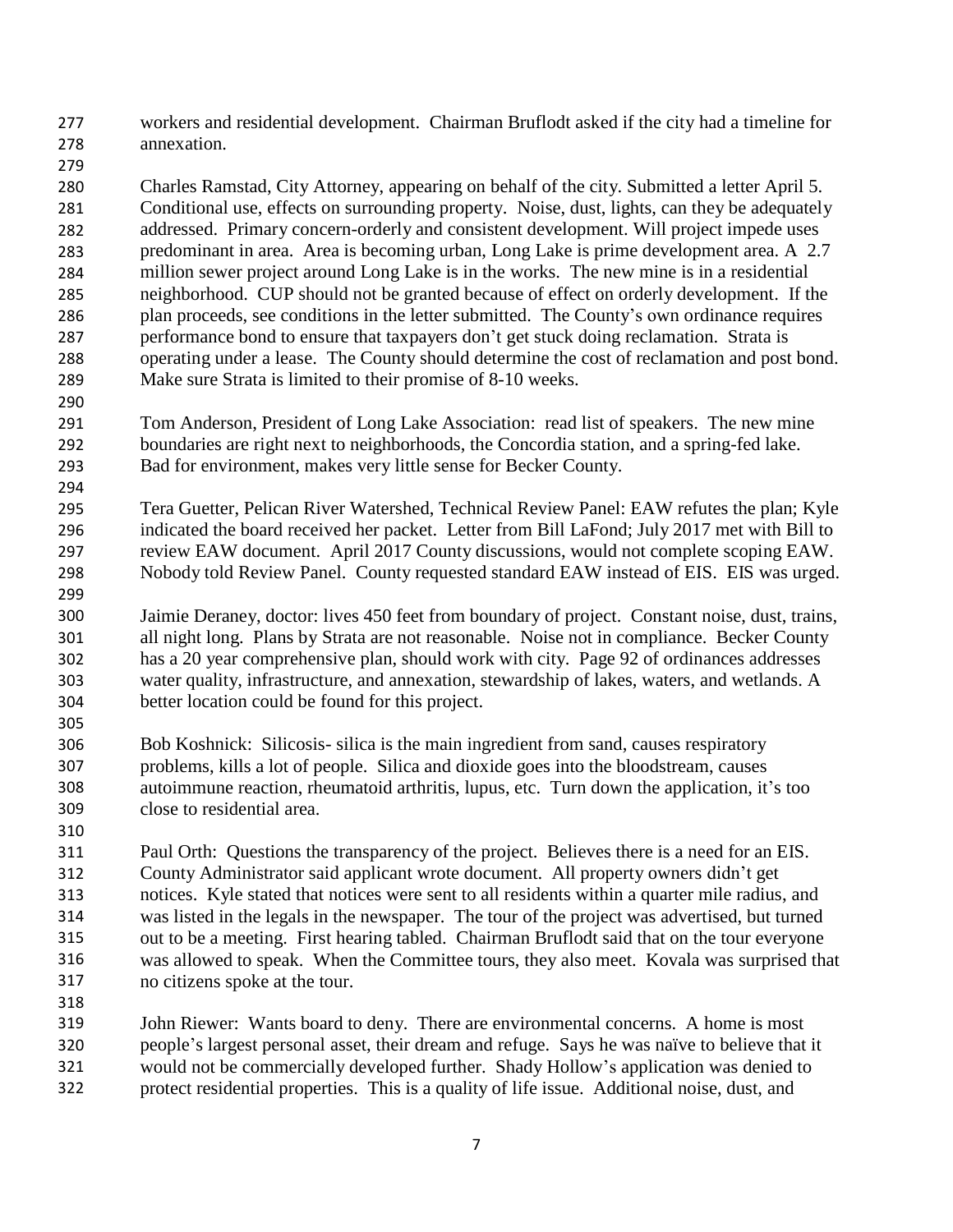workers and residential development. Chairman Bruflodt asked if the city had a timeline for annexation.

Charles Ramstad, City Attorney, appearing on behalf of the city. Submitted a letter April 5. Conditional use, effects on surrounding property. Noise, dust, lights, can they be adequately addressed. Primary concern-orderly and consistent development. Will project impede uses predominant in area. Area is becoming urban, Long Lake is prime development area. A 2.7 million sewer project around Long Lake is in the works. The new mine is in a residential neighborhood. CUP should not be granted because of effect on orderly development. If the plan proceeds, see conditions in the letter submitted. The County's own ordinance requires performance bond to ensure that taxpayers don't get stuck doing reclamation. Strata is operating under a lease. The County should determine the cost of reclamation and post bond. Make sure Strata is limited to their promise of 8-10 weeks.

Tom Anderson, President of Long Lake Association: read list of speakers. The new mine boundaries are right next to neighborhoods, the Concordia station, and a spring-fed lake. Bad for environment, makes very little sense for Becker County.

Tera Guetter, Pelican River Watershed, Technical Review Panel: EAW refutes the plan; Kyle indicated the board received her packet. Letter from Bill LaFond; July 2017 met with Bill to review EAW document. April 2017 County discussions, would not complete scoping EAW. Nobody told Review Panel. County requested standard EAW instead of EIS. EIS was urged.

Jaimie Deraney, doctor: lives 450 feet from boundary of project. Constant noise, dust, trains, all night long. Plans by Strata are not reasonable. Noise not in compliance. Becker County has a 20 year comprehensive plan, should work with city. Page 92 of ordinances addresses water quality, infrastructure, and annexation, stewardship of lakes, waters, and wetlands. A better location could be found for this project.

Bob Koshnick: Silicosis- silica is the main ingredient from sand, causes respiratory problems, kills a lot of people. Silica and dioxide goes into the bloodstream, causes autoimmune reaction, rheumatoid arthritis, lupus, etc. Turn down the application, it's too close to residential area.

Paul Orth: Questions the transparency of the project. Believes there is a need for an EIS. County Administrator said applicant wrote document. All property owners didn't get notices. Kyle stated that notices were sent to all residents within a quarter mile radius, and was listed in the legals in the newspaper. The tour of the project was advertised, but turned out to be a meeting. First hearing tabled. Chairman Bruflodt said that on the tour everyone was allowed to speak. When the Committee tours, they also meet. Kovala was surprised that no citizens spoke at the tour.

John Riewer: Wants board to deny. There are environmental concerns. A home is most people's largest personal asset, their dream and refuge. Says he was naïve to believe that it would not be commercially developed further. Shady Hollow's application was denied to protect residential properties. This is a quality of life issue. Additional noise, dust, and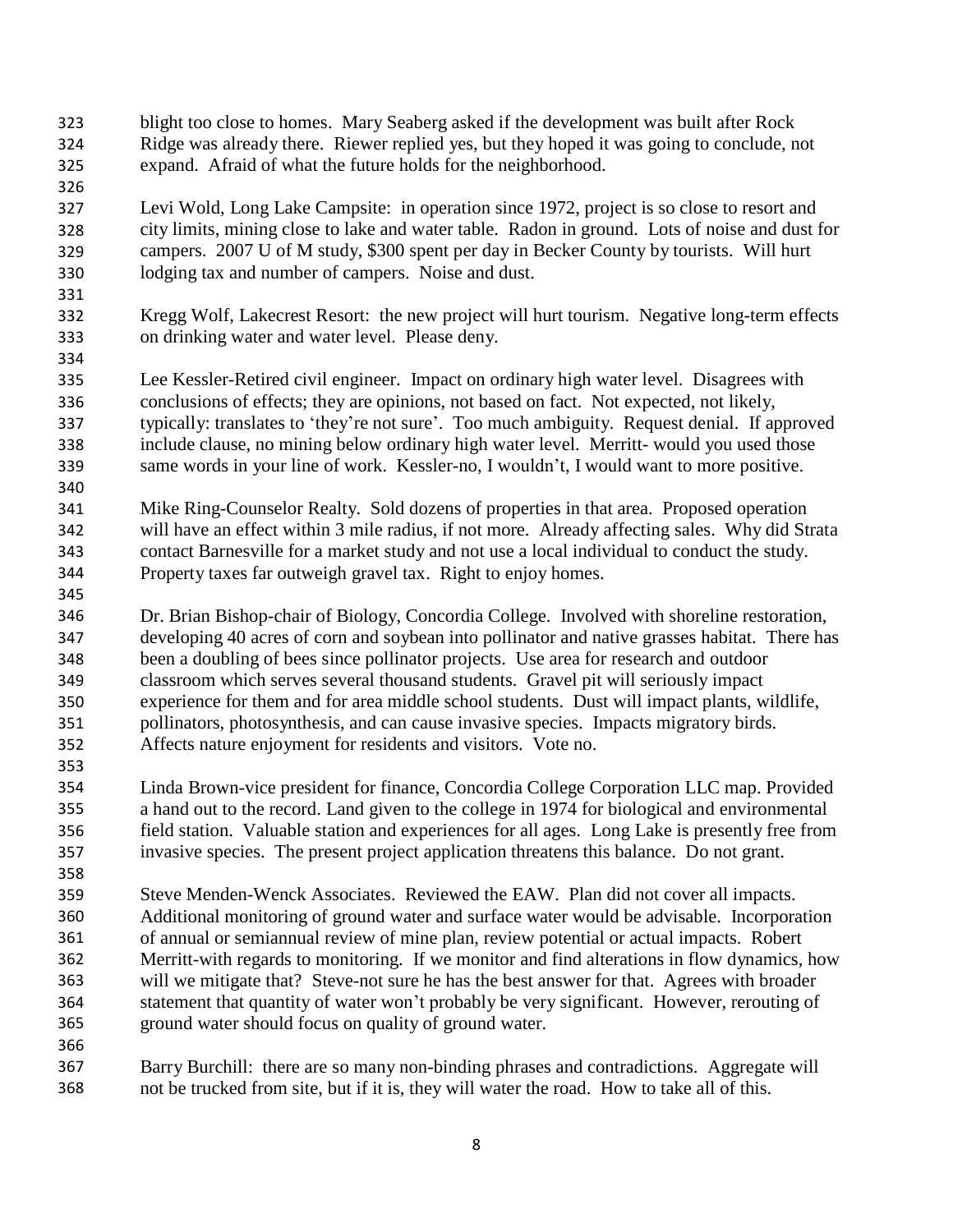blight too close to homes. Mary Seaberg asked if the development was built after Rock Ridge was already there. Riewer replied yes, but they hoped it was going to conclude, not expand. Afraid of what the future holds for the neighborhood.

Levi Wold, Long Lake Campsite: in operation since 1972, project is so close to resort and city limits, mining close to lake and water table. Radon in ground. Lots of noise and dust for campers. 2007 U of M study, $300 spent per day in Becker County by tourists. Will hurt lodging tax and number of campers. Noise and dust.

Kregg Wolf, Lakecrest Resort: the new project will hurt tourism. Negative long-term effects on drinking water and water level. Please deny.

Lee Kessler-Retired civil engineer. Impact on ordinary high water level. Disagrees with conclusions of effects; they are opinions, not based on fact. Not expected, not likely, typically: translates to 'they're not sure'. Too much ambiguity. Request denial. If approved include clause, no mining below ordinary high water level. Merritt- would you used those same words in your line of work. Kessler-no, I wouldn't, I would want to more positive.

Mike Ring-Counselor Realty. Sold dozens of properties in that area. Proposed operation will have an effect within 3 mile radius, if not more. Already affecting sales. Why did Strata contact Barnesville for a market study and not use a local individual to conduct the study. Property taxes far outweigh gravel tax. Right to enjoy homes.

Dr. Brian Bishop-chair of Biology, Concordia College. Involved with shoreline restoration, developing 40 acres of corn and soybean into pollinator and native grasses habitat. There has been a doubling of bees since pollinator projects. Use area for research and outdoor classroom which serves several thousand students. Gravel pit will seriously impact experience for them and for area middle school students. Dust will impact plants, wildlife, pollinators, photosynthesis, and can cause invasive species. Impacts migratory birds. Affects nature enjoyment for residents and visitors. Vote no.

Linda Brown-vice president for finance, Concordia College Corporation LLC map. Provided a hand out to the record. Land given to the college in 1974 for biological and environmental field station. Valuable station and experiences for all ages. Long Lake is presently free from invasive species. The present project application threatens this balance. Do not grant.

Steve Menden-Wenck Associates. Reviewed the EAW. Plan did not cover all impacts. Additional monitoring of ground water and surface water would be advisable. Incorporation of annual or semiannual review of mine plan, review potential or actual impacts. Robert Merritt-with regards to monitoring. If we monitor and find alterations in flow dynamics, how will we mitigate that? Steve-not sure he has the best answer for that. Agrees with broader statement that quantity of water won't probably be very significant. However, rerouting of ground water should focus on quality of ground water.

Barry Burchill: there are so many non-binding phrases and contradictions. Aggregate will not be trucked from site, but if it is, they will water the road. How to take all of this.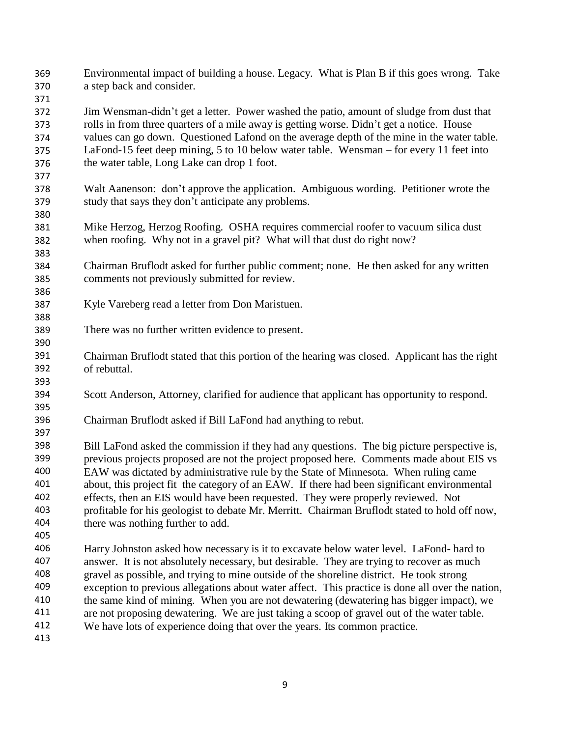Environmental impact of building a house. Legacy. What is Plan B if this goes wrong. Take a step back and consider.

Jim Wensman-didn't get a letter. Power washed the patio, amount of sludge from dust that rolls in from three quarters of a mile away is getting worse. Didn't get a notice. House values can go down. Questioned Lafond on the average depth of the mine in the water table. LaFond-15 feet deep mining, 5 to 10 below water table. Wensman – for every 11 feet into the water table, Long Lake can drop 1 foot.

Walt Aanenson: don't approve the application. Ambiguous wording. Petitioner wrote the study that says they don't anticipate any problems.

Mike Herzog, Herzog Roofing. OSHA requires commercial roofer to vacuum silica dust when roofing. Why not in a gravel pit? What will that dust do right now?

Chairman Bruflodt asked for further public comment; none. He then asked for any written comments not previously submitted for review.

Kyle Vareberg read a letter from Don Maristuen.

There was no further written evidence to present.

Chairman Bruflodt stated that this portion of the hearing was closed. Applicant has the right of rebuttal.

Scott Anderson, Attorney, clarified for audience that applicant has opportunity to respond.

Chairman Bruflodt asked if Bill LaFond had anything to rebut.

Bill LaFond asked the commission if they had any questions. The big picture perspective is, previous projects proposed are not the project proposed here. Comments made about EIS vs EAW was dictated by administrative rule by the State of Minnesota. When ruling came about, this project fit the category of an EAW. If there had been significant environmental effects, then an EIS would have been requested. They were properly reviewed. Not profitable for his geologist to debate Mr. Merritt. Chairman Bruflodt stated to hold off now, there was nothing further to add.

Harry Johnston asked how necessary is it to excavate below water level. LaFond- hard to answer. It is not absolutely necessary, but desirable. They are trying to recover as much gravel as possible, and trying to mine outside of the shoreline district. He took strong exception to previous allegations about water affect. This practice is done all over the nation, the same kind of mining. When you are not dewatering (dewatering has bigger impact), we are not proposing dewatering. We are just taking a scoop of gravel out of the water table. We have lots of experience doing that over the years. Its common practice.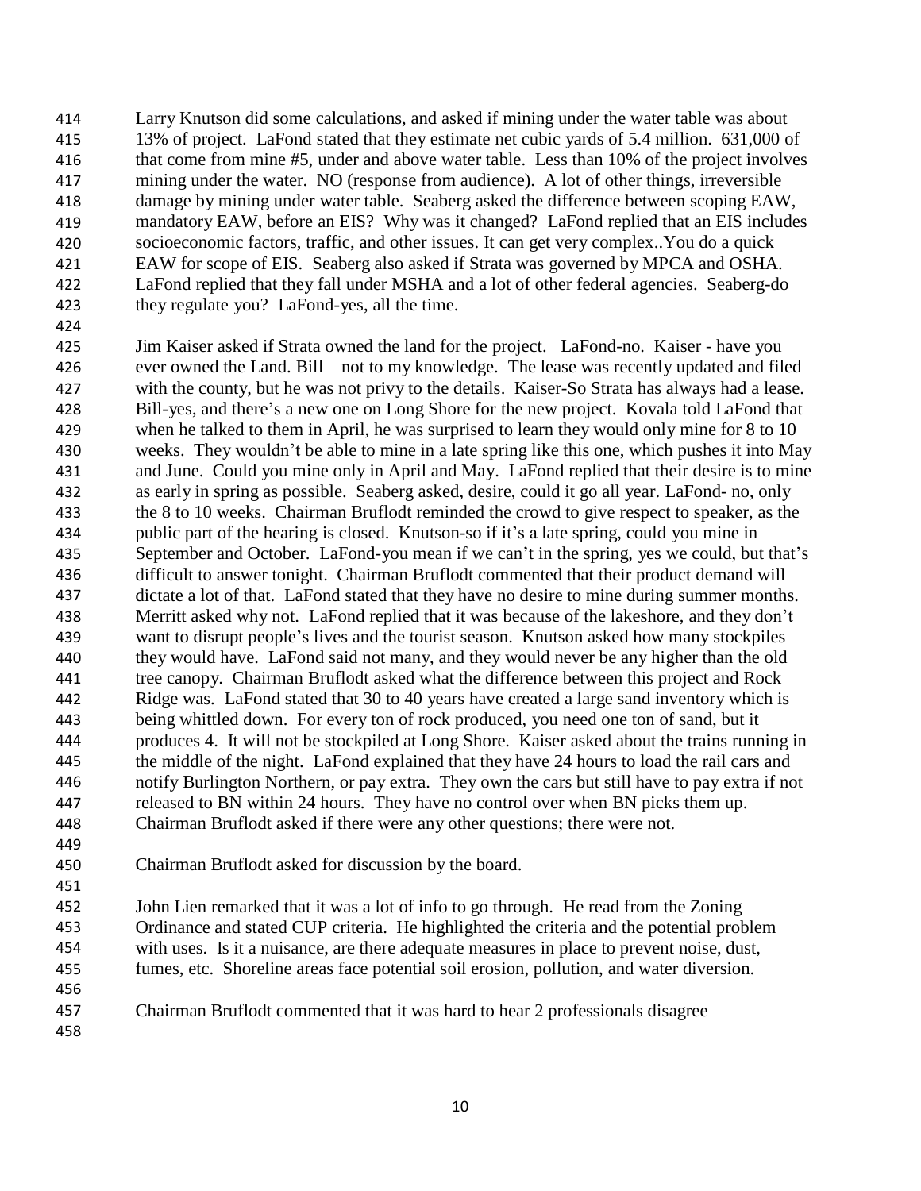Larry Knutson did some calculations, and asked if mining under the water table was about 13% of project. LaFond stated that they estimate net cubic yards of 5.4 million. 631,000 of that come from mine #5, under and above water table. Less than 10% of the project involves mining under the water. NO (response from audience). A lot of other things, irreversible damage by mining under water table. Seaberg asked the difference between scoping EAW, mandatory EAW, before an EIS? Why was it changed? LaFond replied that an EIS includes socioeconomic factors, traffic, and other issues. It can get very complex..You do a quick EAW for scope of EIS. Seaberg also asked if Strata was governed by MPCA and OSHA. LaFond replied that they fall under MSHA and a lot of other federal agencies. Seaberg-do they regulate you? LaFond-yes, all the time.

Jim Kaiser asked if Strata owned the land for the project. LaFond-no. Kaiser - have you ever owned the Land. Bill – not to my knowledge. The lease was recently updated and filed with the county, but he was not privy to the details. Kaiser-So Strata has always had a lease. Bill-yes, and there's a new one on Long Shore for the new project. Kovala told LaFond that when he talked to them in April, he was surprised to learn they would only mine for 8 to 10 weeks. They wouldn't be able to mine in a late spring like this one, which pushes it into May and June. Could you mine only in April and May. LaFond replied that their desire is to mine as early in spring as possible. Seaberg asked, desire, could it go all year. LaFond- no, only the 8 to 10 weeks. Chairman Bruflodt reminded the crowd to give respect to speaker, as the public part of the hearing is closed. Knutson-so if it's a late spring, could you mine in September and October. LaFond-you mean if we can't in the spring, yes we could, but that's difficult to answer tonight. Chairman Bruflodt commented that their product demand will dictate a lot of that. LaFond stated that they have no desire to mine during summer months. Merritt asked why not. LaFond replied that it was because of the lakeshore, and they don't want to disrupt people's lives and the tourist season. Knutson asked how many stockpiles they would have. LaFond said not many, and they would never be any higher than the old tree canopy. Chairman Bruflodt asked what the difference between this project and Rock Ridge was. LaFond stated that 30 to 40 years have created a large sand inventory which is being whittled down. For every ton of rock produced, you need one ton of sand, but it produces 4. It will not be stockpiled at Long Shore. Kaiser asked about the trains running in the middle of the night. LaFond explained that they have 24 hours to load the rail cars and notify Burlington Northern, or pay extra. They own the cars but still have to pay extra if not released to BN within 24 hours. They have no control over when BN picks them up. Chairman Bruflodt asked if there were any other questions; there were not.

Chairman Bruflodt asked for discussion by the board.

John Lien remarked that it was a lot of info to go through. He read from the Zoning Ordinance and stated CUP criteria. He highlighted the criteria and the potential problem with uses. Is it a nuisance, are there adequate measures in place to prevent noise, dust, fumes, etc. Shoreline areas face potential soil erosion, pollution, and water diversion.

Chairman Bruflodt commented that it was hard to hear 2 professionals disagree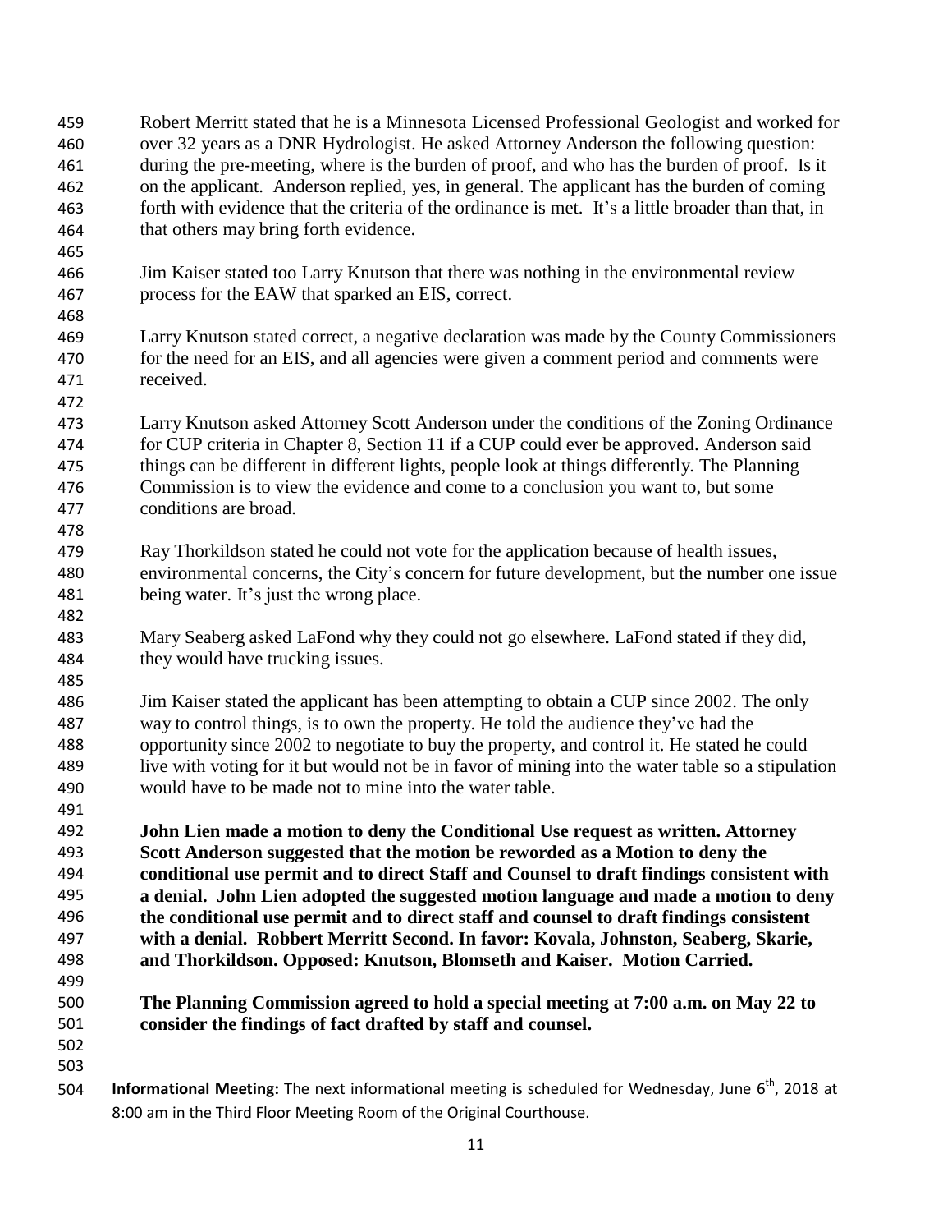Robert Merritt stated that he is a Minnesota Licensed Professional Geologist and worked for over 32 years as a DNR Hydrologist. He asked Attorney Anderson the following question: during the pre-meeting, where is the burden of proof, and who has the burden of proof. Is it on the applicant. Anderson replied, yes, in general. The applicant has the burden of coming forth with evidence that the criteria of the ordinance is met. It's a little broader than that, in that others may bring forth evidence.

Jim Kaiser stated too Larry Knutson that there was nothing in the environmental review process for the EAW that sparked an EIS, correct.

Larry Knutson stated correct, a negative declaration was made by the County Commissioners for the need for an EIS, and all agencies were given a comment period and comments were received.

Larry Knutson asked Attorney Scott Anderson under the conditions of the Zoning Ordinance for CUP criteria in Chapter 8, Section 11 if a CUP could ever be approved. Anderson said things can be different in different lights, people look at things differently. The Planning Commission is to view the evidence and come to a conclusion you want to, but some conditions are broad.

Ray Thorkildson stated he could not vote for the application because of health issues, environmental concerns, the City's concern for future development, but the number one issue being water. It's just the wrong place.

Mary Seaberg asked LaFond why they could not go elsewhere. LaFond stated if they did, they would have trucking issues.

Jim Kaiser stated the applicant has been attempting to obtain a CUP since 2002. The only way to control things, is to own the property. He told the audience they've had the opportunity since 2002 to negotiate to buy the property, and control it. He stated he could live with voting for it but would not be in favor of mining into the water table so a stipulation would have to be made not to mine into the water table.

**John Lien made a motion to deny the Conditional Use request as written. Attorney Scott Anderson suggested that the motion be reworded as a Motion to deny the conditional use permit and to direct Staff and Counsel to draft findings consistent with a denial. John Lien adopted the suggested motion language and made a motion to deny the conditional use permit and to direct staff and counsel to draft findings consistent with a denial. Robbert Merritt Second. In favor: Kovala, Johnston, Seaberg, Skarie, and Thorkildson. Opposed: Knutson, Blomseth and Kaiser. Motion Carried.**

**The Planning Commission agreed to hold a special meeting at 7:00 a.m. on May 22 to consider the findings of fact drafted by staff and counsel.**

**Informational Meeting:** The next informational meeting is scheduled for Wednesday, June 6th, 2018 at 8:00 am in the Third Floor Meeting Room of the Original Courthouse.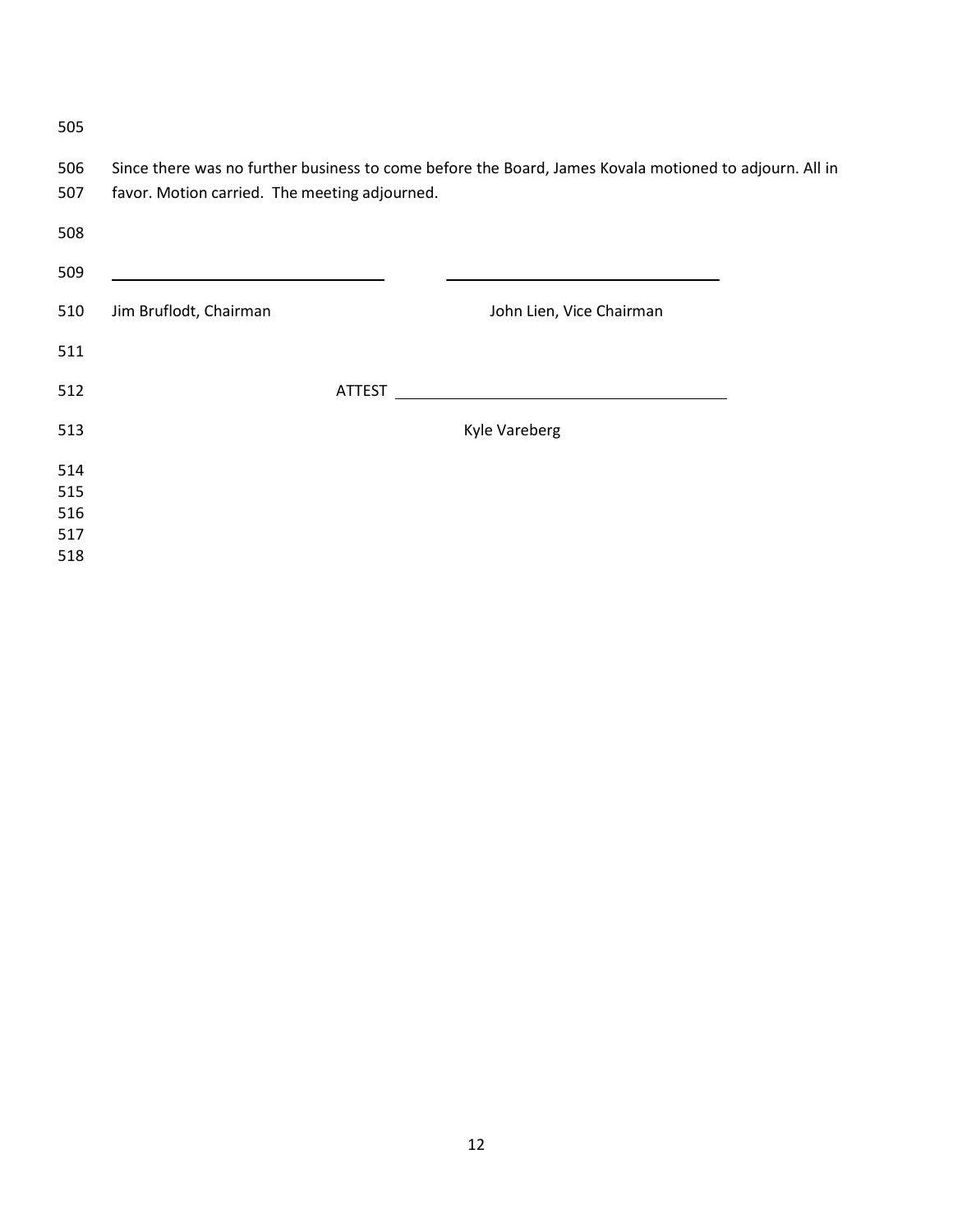Since there was no further business to come before the Board, James Kovala motioned to adjourn. All in favor. Motion carried. The meeting adjourned.

\_\_\_\_\_\_\_\_\_\_\_\_\_\_\_\_\_\_\_\_\_\_\_\_\_\_\_\_\_\_ \_\_\_\_\_\_\_\_\_\_\_\_\_\_\_\_\_\_\_\_\_\_\_\_\_\_\_\_\_\_

Jim Bruflodt, Chairman John Lien, Vice Chairman

ATTEST \_\_\_\_\_\_\_\_\_\_\_\_\_\_\_\_\_\_\_\_\_\_\_\_\_\_\_\_\_\_

Kyle Vareberg